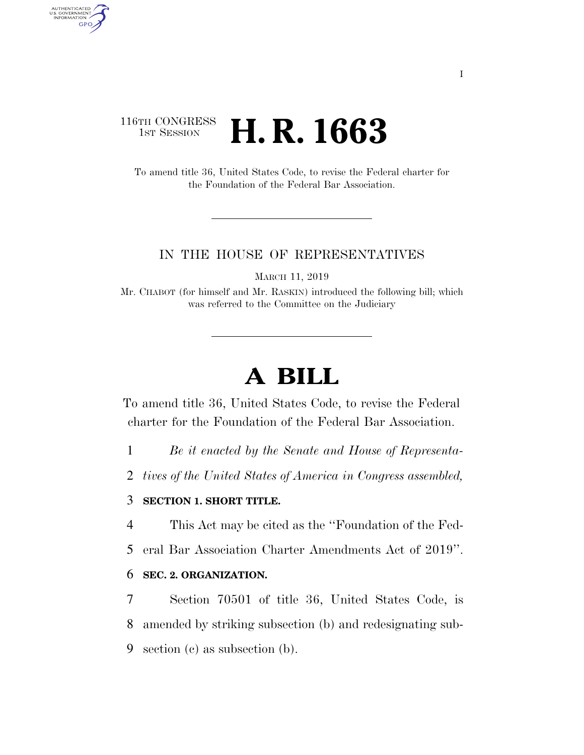116TH CONGRESS
1ST SESSION

# H. R. 1663

To amend title 36, United States Code, to revise the Federal charter for the Foundation of the Federal Bar Association.

IN THE HOUSE OF REPRESENTATIVES

MARCH 11, 2019

Mr. CHABOT (for himself and Mr. RASKIN) introduced the following bill; which was referred to the Committee on the Judiciary

# A BILL

To amend title 36, United States Code, to revise the Federal charter for the Foundation of the Federal Bar Association.

1 *Be it enacted by the Senate and House of Representa-*
2 *tives of the United States of America in Congress assembled,*

3 **SECTION 1. SHORT TITLE.**

4 This Act may be cited as the ''Foundation of the Fed-
5 eral Bar Association Charter Amendments Act of 2019''.

6 **SEC. 2. ORGANIZATION.**

7 Section 70501 of title 36, United States Code, is
8 amended by striking subsection (b) and redesignating sub-
9 section (c) as subsection (b).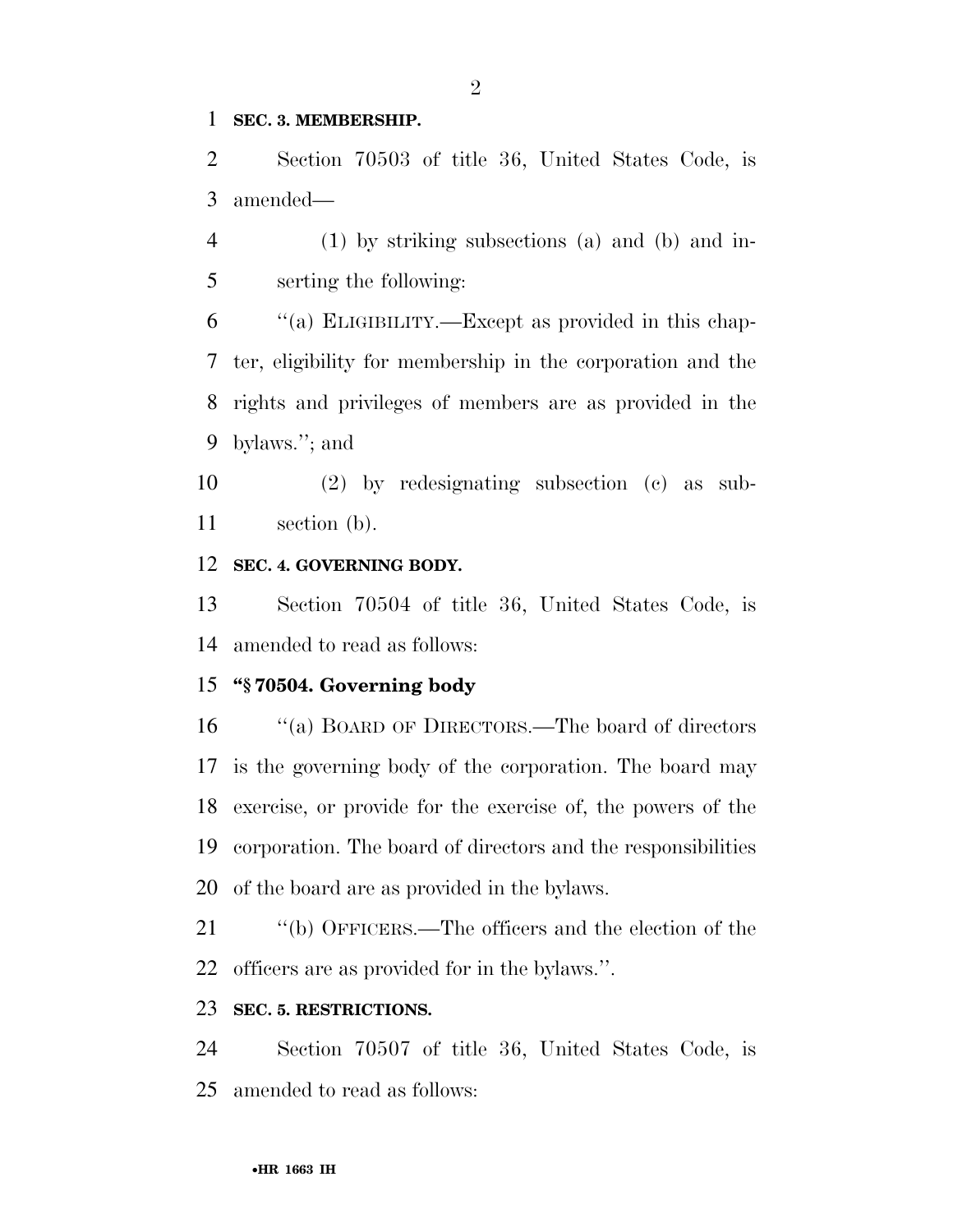**SEC. 3. MEMBERSHIP.**

Section 70503 of title 36, United States Code, is amended—

(1) by striking subsections (a) and (b) and inserting the following:

''(a) ELIGIBILITY.—Except as provided in this chapter, eligibility for membership in the corporation and the rights and privileges of members are as provided in the bylaws.''; and

(2) by redesignating subsection (c) as subsection (b).

**SEC. 4. GOVERNING BODY.**

Section 70504 of title 36, United States Code, is amended to read as follows:

**''§ 70504. Governing body**

''(a) BOARD OF DIRECTORS.—The board of directors is the governing body of the corporation. The board may exercise, or provide for the exercise of, the powers of the corporation. The board of directors and the responsibilities of the board are as provided in the bylaws.

''(b) OFFICERS.—The officers and the election of the officers are as provided for in the bylaws.''.

**SEC. 5. RESTRICTIONS.**

Section 70507 of title 36, United States Code, is amended to read as follows: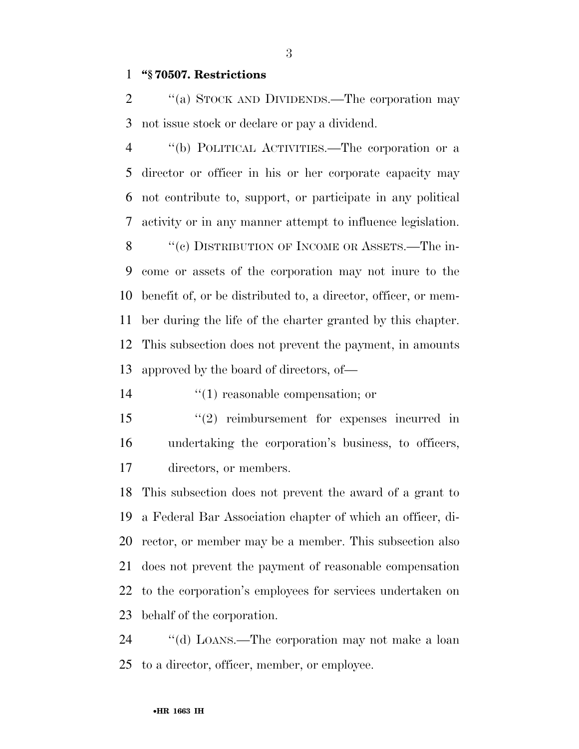**"§ 70507. Restrictions**

"(a) STOCK AND DIVIDENDS.—The corporation may not issue stock or declare or pay a dividend.

"(b) POLITICAL ACTIVITIES.—The corporation or a director or officer in his or her corporate capacity may not contribute to, support, or participate in any political activity or in any manner attempt to influence legislation.

"(c) DISTRIBUTION OF INCOME OR ASSETS.—The income or assets of the corporation may not inure to the benefit of, or be distributed to, a director, officer, or member during the life of the charter granted by this chapter. This subsection does not prevent the payment, in amounts approved by the board of directors, of—

"(1) reasonable compensation; or

"(2) reimbursement for expenses incurred in undertaking the corporation's business, to officers, directors, or members.

This subsection does not prevent the award of a grant to a Federal Bar Association chapter of which an officer, director, or member may be a member. This subsection also does not prevent the payment of reasonable compensation to the corporation's employees for services undertaken on behalf of the corporation.

"(d) LOANS.—The corporation may not make a loan to a director, officer, member, or employee.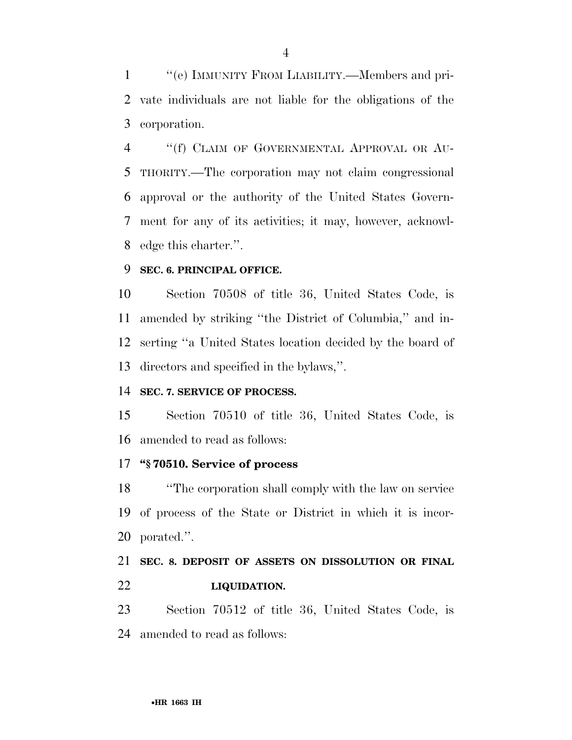''(e) IMMUNITY FROM LIABILITY.—Members and private individuals are not liable for the obligations of the corporation.

''(f) CLAIM OF GOVERNMENTAL APPROVAL OR AUTHORITY.—The corporation may not claim congressional approval or the authority of the United States Government for any of its activities; it may, however, acknowledge this charter.''.

**SEC. 6. PRINCIPAL OFFICE.**

Section 70508 of title 36, United States Code, is amended by striking ''the District of Columbia,'' and inserting ''a United States location decided by the board of directors and specified in the bylaws,''.

**SEC. 7. SERVICE OF PROCESS.**

Section 70510 of title 36, United States Code, is amended to read as follows:

**''§ 70510. Service of process**

''The corporation shall comply with the law on service of process of the State or District in which it is incorporated.''.

**SEC. 8. DEPOSIT OF ASSETS ON DISSOLUTION OR FINAL LIQUIDATION.**

Section 70512 of title 36, United States Code, is amended to read as follows: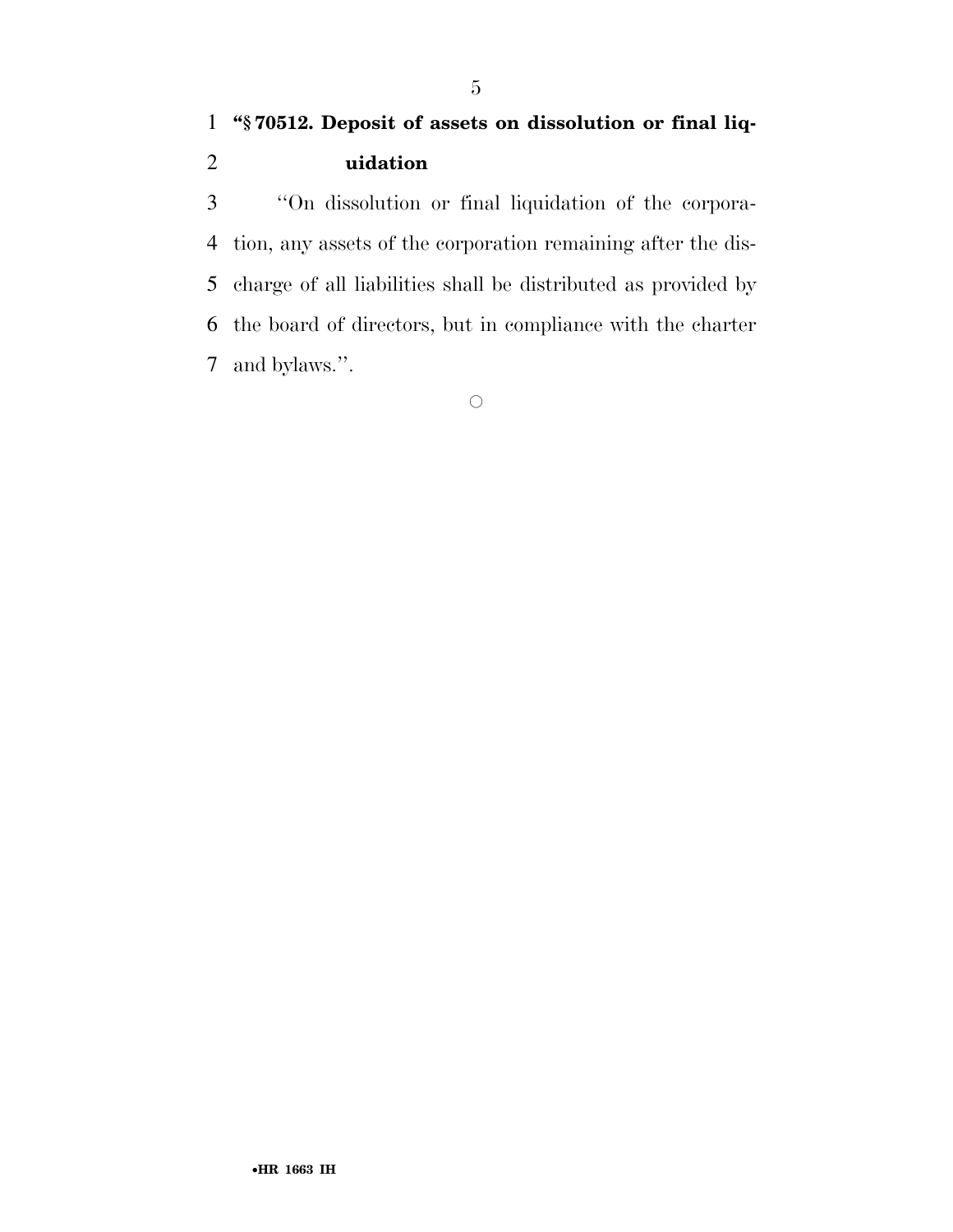**"§ 70512. Deposit of assets on dissolution or final liquidation**

"On dissolution or final liquidation of the corporation, any assets of the corporation remaining after the discharge of all liabilities shall be distributed as provided by the board of directors, but in compliance with the charter and bylaws.".